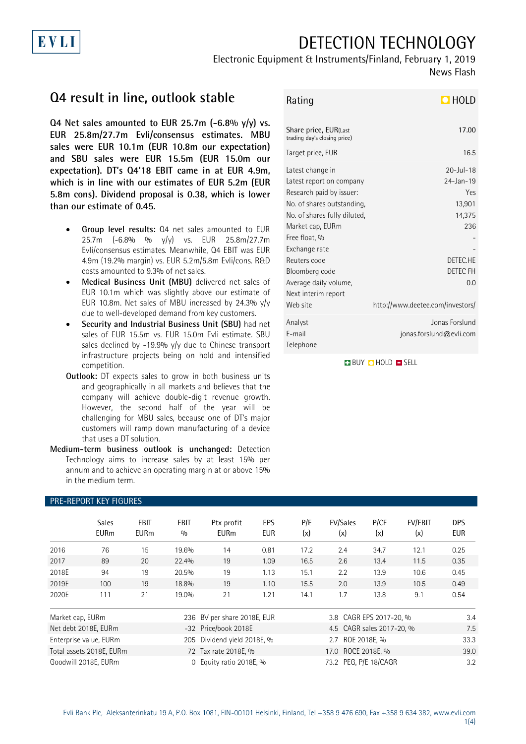EVLI

# DETECTION TECHNOLOGY

Electronic Equipment & Instruments/Finland, February 1, 2019

News Flash

## Q4 result in line, outlook stable

**Q4 Net sales amounted to EUR 25.7m (-6.8% y/y) vs. EUR 25.8m/27.7m Evli/consensus estimates. MBU sales were EUR 10.1m (EUR 10.8m our expectation) and SBU sales were EUR 15.5m (EUR 15.0m our expectation). DT's Q4'18 EBIT came in at EUR 4.9m, which is in line with our estimates of EUR 5.2m (EUR 5.8m cons). Dividend proposal is 0.38, which is lower than our estimate of 0.45.**

- **Group level results:** Q4 net sales amounted to EUR 25.7m (-6.8% y/y) vs. EUR 25.8m/27.7m Evli/consensus estimates. Meanwhile, Q4 EBIT was EUR 4.9m (19.2% margin) vs. EUR 5.2m/5.8m Evli/cons. R&D costs amounted to 9.3% of net sales.
- **Medical Business Unit (MBU)** delivered net sales of EUR 10.1m which was slightly above our estimate of EUR 10.8m. Net sales of MBU increased by 24.3% y/y due to well-developed demand from key customers.
- **Security and Industrial Business Unit (SBU)** had net sales of EUR 15.5m vs. EUR 15.0m Evli estimate. SBU sales declined by -19.9% y/y due to Chinese transport infrastructure projects being on hold and intensified competition.

**Outlook:** DT expects sales to grow in both business units and geographically in all markets and believes that the company will achieve double-digit revenue growth. However, the second half of the year will be challenging for MBU sales, because one of DT's major customers will ramp down manufacturing of a device that uses a DT solution.

**Medium-term business outlook is unchanged:** Detection Technology aims to increase sales by at least 15% per annum and to achieve an operating margin at or above 15% in the medium term.

| Rating | HOLD |
|---|---|
| Share price, EUR(Last trading day's closing price) | 17.00 |
| Target price, EUR | 16.5 |
| Latest change in | 20-Jul-18 |
| Latest report on company | 24-Jan-19 |
| Research paid by issuer: | Yes |
| No. of shares outstanding, | 13,901 |
| No. of shares fully diluted, | 14,375 |
| Market cap, EURm | 236 |
| Free float, % | - |
| Exchange rate | - |
| Reuters code | DETEC.HE |
| Bloomberg code | DETEC FH |
| Average daily volume, | 0.0 |
| Next interim report | |
| Web site | http://www.deetee.com/investors/ |
| Analyst | Jonas Forslund |
| E-mail | jonas.forslund@evli.com |
| Telephone | |

BUY HOLD SELL

### PRE-REPORT KEY FIGURES

| | Sales EURm | EBIT EURm | EBIT % | Ptx profit EURm | EPS EUR | P/E (x) | EV/Sales (x) | P/CF (x) | EV/EBIT (x) | DPS EUR |
|---|---|---|---|---|---|---|---|---|---|---|
| 2016 | 76 | 15 | 19.6% | 14 | 0.81 | 17.2 | 2.4 | 34.7 | 12.1 | 0.25 |
| 2017 | 89 | 20 | 22.4% | 19 | 1.09 | 16.5 | 2.6 | 13.4 | 11.5 | 0.35 |
| 2018E | 94 | 19 | 20.5% | 19 | 1.13 | 15.1 | 2.2 | 13.9 | 10.6 | 0.45 |
| 2019E | 100 | 19 | 18.8% | 19 | 1.10 | 15.5 | 2.0 | 13.9 | 10.5 | 0.49 |
| 2020E | 111 | 21 | 19.0% | 21 | 1.21 | 14.1 | 1.7 | 13.8 | 9.1 | 0.54 |

| | | | | | |
|---|---|---|---|---|---|
| Market cap, EURm | 236 | BV per share 2018E, EUR | 3.8 | CAGR EPS 2017-20, % | 3.4 |
| Net debt 2018E, EURm | -32 | Price/book 2018E | 4.5 | CAGR sales 2017-20, % | 7.5 |
| Enterprise value, EURm | 205 | Dividend yield 2018E, % | 2.7 | ROE 2018E, % | 33.3 |
| Total assets 2018E, EURm | 72 | Tax rate 2018E, % | 17.0 | ROCE 2018E, % | 39.0 |
| Goodwill 2018E, EURm | 0 | Equity ratio 2018E, % | 73.2 | PEG, P/E 18/CAGR | 3.2 |

Evli Bank Plc, Aleksanterinkatu 19 A, P.O. Box 1081, FIN-00101 Helsinki, Finland, Tel +358 9 476 690, Fax +358 9 634 382, www.evli.com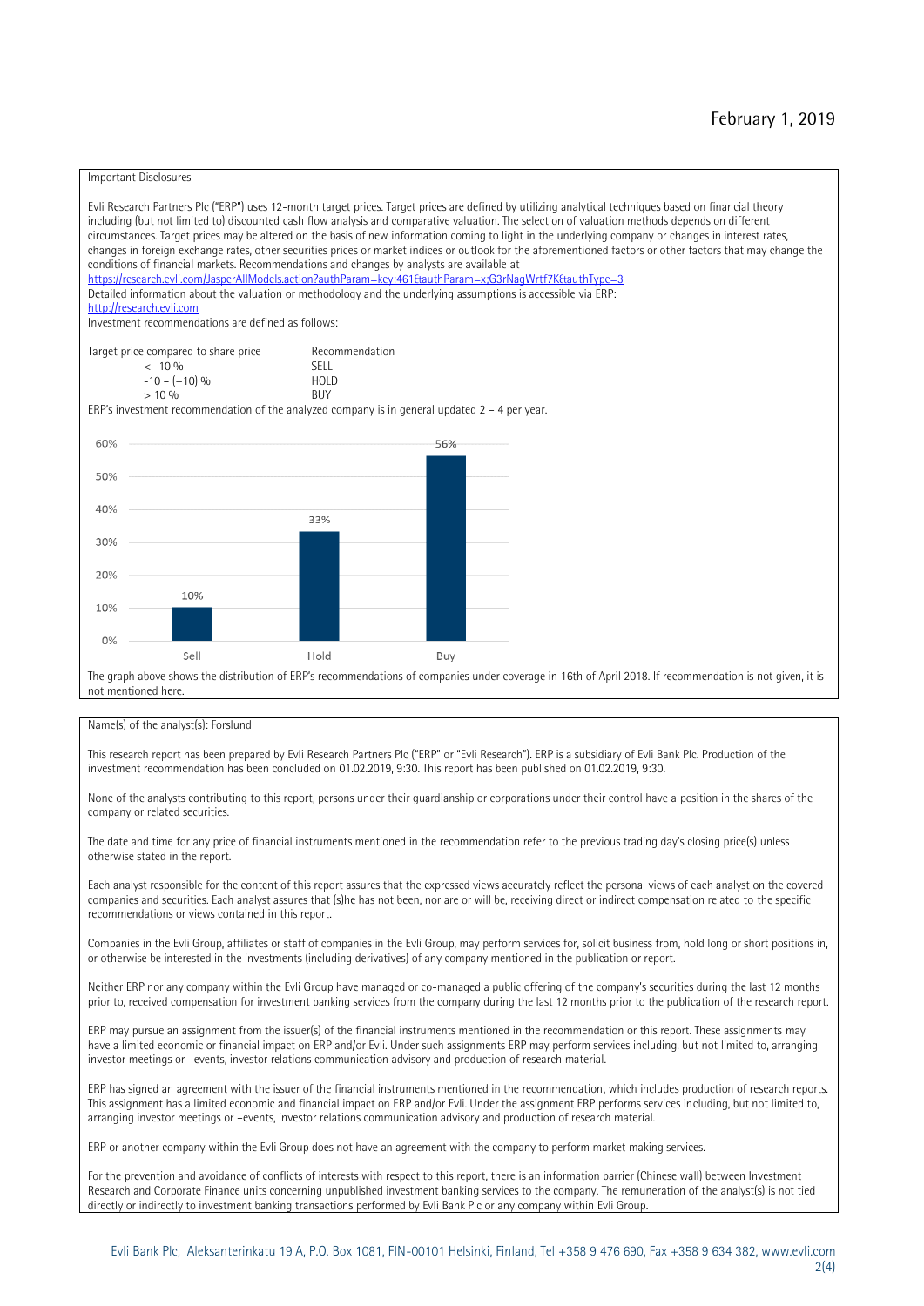February 1, 2019

Important Disclosures

Evli Research Partners Plc ("ERP") uses 12-month target prices. Target prices are defined by utilizing analytical techniques based on financial theory including (but not limited to) discounted cash flow analysis and comparative valuation. The selection of valuation methods depends on different circumstances. Target prices may be altered on the basis of new information coming to light in the underlying company or changes in interest rates, changes in foreign exchange rates, other securities prices or market indices or outlook for the aforementioned factors or other factors that may change the conditions of financial markets. Recommendations and changes by analysts are available at
https://research.evli.com/JasperAllModels.action?authParam=key;461&authParam=x;G3rNagWrtf7K&authType=3
Detailed information about the valuation or methodology and the underlying assumptions is accessible via ERP:
http://research.evli.com
Investment recommendations are defined as follows:

| Target price compared to share price | Recommendation |
|---|---|
| < -10 % | SELL |
| -10 – (+10) % | HOLD |
| > 10 % | BUY |

ERP's investment recommendation of the analyzed company is in general updated 2 – 4 per year.

| | Sell | Hold | Buy |
|---|---|---|---|
| Share | 10% | 33% | 56% |

The graph above shows the distribution of ERP's recommendations of companies under coverage in 16th of April 2018. If recommendation is not given, it is not mentioned here.

Name(s) of the analyst(s): Forslund

This research report has been prepared by Evli Research Partners Plc ("ERP" or "Evli Research"). ERP is a subsidiary of Evli Bank Plc. Production of the investment recommendation has been concluded on 01.02.2019, 9:30. This report has been published on 01.02.2019, 9:30.

None of the analysts contributing to this report, persons under their guardianship or corporations under their control have a position in the shares of the company or related securities.

The date and time for any price of financial instruments mentioned in the recommendation refer to the previous trading day's closing price(s) unless otherwise stated in the report.

Each analyst responsible for the content of this report assures that the expressed views accurately reflect the personal views of each analyst on the covered companies and securities. Each analyst assures that (s)he has not been, nor are or will be, receiving direct or indirect compensation related to the specific recommendations or views contained in this report.

Companies in the Evli Group, affiliates or staff of companies in the Evli Group, may perform services for, solicit business from, hold long or short positions in, or otherwise be interested in the investments (including derivatives) of any company mentioned in the publication or report.

Neither ERP nor any company within the Evli Group have managed or co-managed a public offering of the company's securities during the last 12 months prior to, received compensation for investment banking services from the company during the last 12 months prior to the publication of the research report.

ERP may pursue an assignment from the issuer(s) of the financial instruments mentioned in the recommendation or this report. These assignments may have a limited economic or financial impact on ERP and/or Evli. Under such assignments ERP may perform services including, but not limited to, arranging investor meetings or –events, investor relations communication advisory and production of research material.

ERP has signed an agreement with the issuer of the financial instruments mentioned in the recommendation, which includes production of research reports. This assignment has a limited economic and financial impact on ERP and/or Evli. Under the assignment ERP performs services including, but not limited to, arranging investor meetings or –events, investor relations communication advisory and production of research material.

ERP or another company within the Evli Group does not have an agreement with the company to perform market making services.

For the prevention and avoidance of conflicts of interests with respect to this report, there is an information barrier (Chinese wall) between Investment Research and Corporate Finance units concerning unpublished investment banking services to the company. The remuneration of the analyst(s) is not tied directly or indirectly to investment banking transactions performed by Evli Bank Plc or any company within Evli Group.

Evli Bank Plc, Aleksanterinkatu 19 A, P.O. Box 1081, FIN-00101 Helsinki, Finland, Tel +358 9 476 690, Fax +358 9 634 382, www.evli.com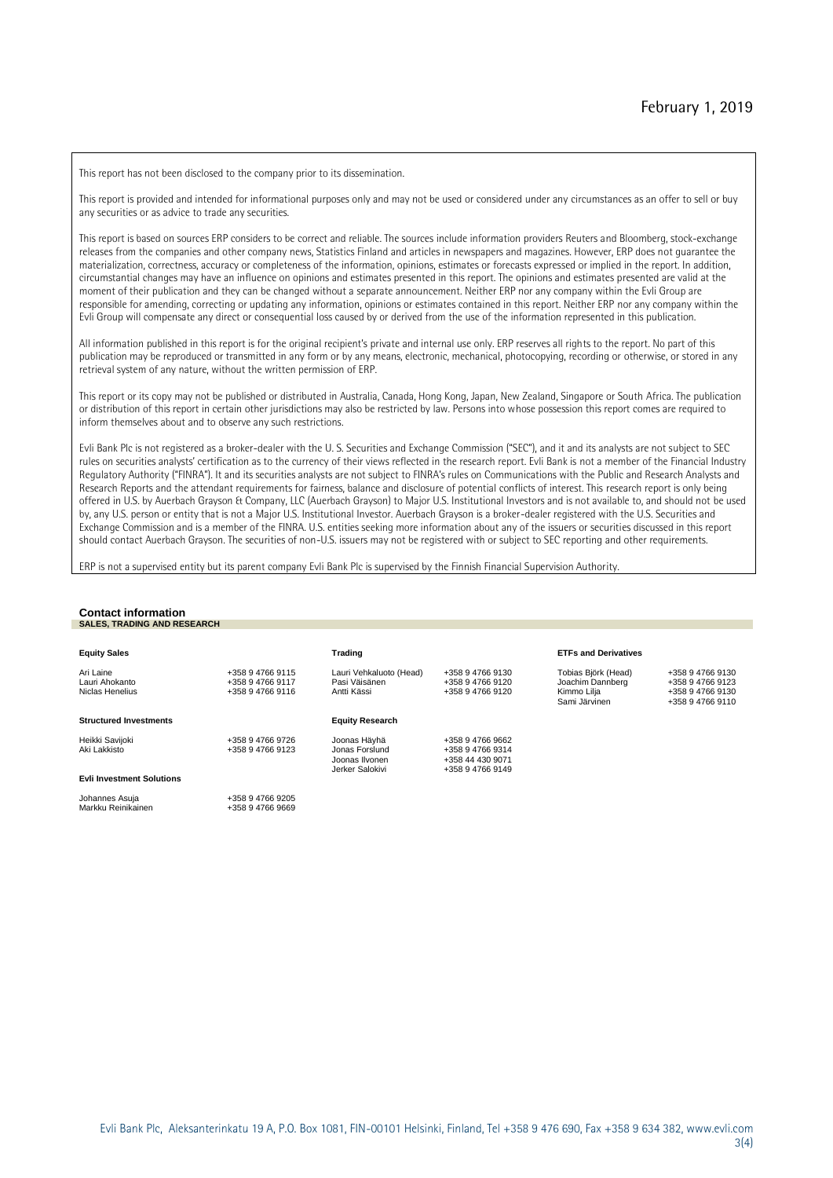February 1, 2019

This report has not been disclosed to the company prior to its dissemination.

This report is provided and intended for informational purposes only and may not be used or considered under any circumstances as an offer to sell or buy any securities or as advice to trade any securities.

This report is based on sources ERP considers to be correct and reliable. The sources include information providers Reuters and Bloomberg, stock-exchange releases from the companies and other company news, Statistics Finland and articles in newspapers and magazines. However, ERP does not guarantee the materialization, correctness, accuracy or completeness of the information, opinions, estimates or forecasts expressed or implied in the report. In addition, circumstantial changes may have an influence on opinions and estimates presented in this report. The opinions and estimates presented are valid at the moment of their publication and they can be changed without a separate announcement. Neither ERP nor any company within the Evli Group are responsible for amending, correcting or updating any information, opinions or estimates contained in this report. Neither ERP nor any company within the Evli Group will compensate any direct or consequential loss caused by or derived from the use of the information represented in this publication.

All information published in this report is for the original recipient's private and internal use only. ERP reserves all rights to the report. No part of this publication may be reproduced or transmitted in any form or by any means, electronic, mechanical, photocopying, recording or otherwise, or stored in any retrieval system of any nature, without the written permission of ERP.

This report or its copy may not be published or distributed in Australia, Canada, Hong Kong, Japan, New Zealand, Singapore or South Africa. The publication or distribution of this report in certain other jurisdictions may also be restricted by law. Persons into whose possession this report comes are required to inform themselves about and to observe any such restrictions.

Evli Bank Plc is not registered as a broker-dealer with the U. S. Securities and Exchange Commission ("SEC"), and it and its analysts are not subject to SEC rules on securities analysts' certification as to the currency of their views reflected in the research report. Evli Bank is not a member of the Financial Industry Regulatory Authority ("FINRA"). It and its securities analysts are not subject to FINRA's rules on Communications with the Public and Research Analysts and Research Reports and the attendant requirements for fairness, balance and disclosure of potential conflicts of interest. This research report is only being offered in U.S. by Auerbach Grayson & Company, LLC (Auerbach Grayson) to Major U.S. Institutional Investors and is not available to, and should not be used by, any U.S. person or entity that is not a Major U.S. Institutional Investor. Auerbach Grayson is a broker-dealer registered with the U.S. Securities and Exchange Commission and is a member of the FINRA. U.S. entities seeking more information about any of the issuers or securities discussed in this report should contact Auerbach Grayson. The securities of non-U.S. issuers may not be registered with or subject to SEC reporting and other requirements.

ERP is not a supervised entity but its parent company Evli Bank Plc is supervised by the Finnish Financial Supervision Authority.

## Contact information

**SALES, TRADING AND RESEARCH**

**Equity Sales**

| | |
|---|---|
| Ari Laine | +358 9 4766 9115 |
| Lauri Ahokanto | +358 9 4766 9117 |
| Niclas Henelius | +358 9 4766 9116 |

**Structured Investments**

| | |
|---|---|
| Heikki Savijoki | +358 9 4766 9726 |
| Aki Lakkisto | +358 9 4766 9123 |

**Evli Investment Solutions**

| | |
|---|---|
| Johannes Asuja | +358 9 4766 9205 |
| Markku Reinikainen | +358 9 4766 9669 |

**Trading**

| | |
|---|---|
| Lauri Vehkaluoto (Head) | +358 9 4766 9130 |
| Pasi Väisänen | +358 9 4766 9120 |
| Antti Kässi | +358 9 4766 9120 |

**Equity Research**

| | |
|---|---|
| Joonas Häyhä | +358 9 4766 9662 |
| Jonas Forslund | +358 9 4766 9314 |
| Joonas Ilvonen | +358 44 430 9071 |
| Jerker Salokivi | +358 9 4766 9149 |

**ETFs and Derivatives**

| | |
|---|---|
| Tobias Björk (Head) | +358 9 4766 9130 |
| Joachim Dannberg | +358 9 4766 9123 |
| Kimmo Lilja | +358 9 4766 9130 |
| Sami Järvinen | +358 9 4766 9110 |

Evli Bank Plc, Aleksanterinkatu 19 A, P.O. Box 1081, FIN-00101 Helsinki, Finland, Tel +358 9 476 690, Fax +358 9 634 382, www.evli.com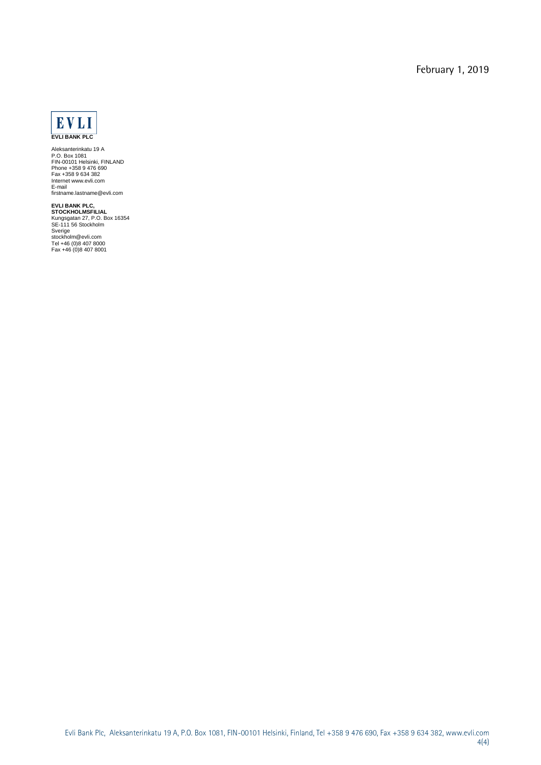February 1, 2019

EVLI

**EVLI BANK PLC**

Aleksanterinkatu 19 A
P.O. Box 1081
FIN-00101 Helsinki, FINLAND
Phone +358 9 476 690
Fax +358 9 634 382
Internet www.evli.com
E-mail
firstname.lastname@evli.com

**EVLI BANK PLC,**
**STOCKHOLMSFILIAL**
Kungsgatan 27, P.O. Box 16354
SE-111 56 Stockholm
Sverige
stockholm@evli.com
Tel +46 (0)8 407 8000
Fax +46 (0)8 407 8001